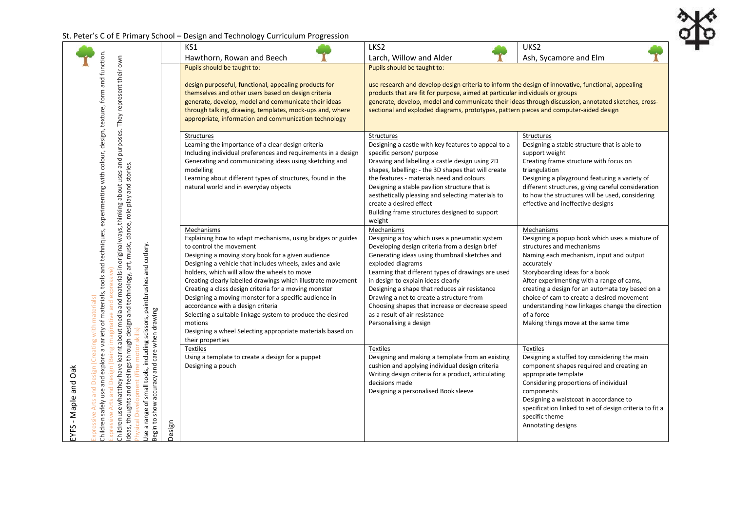# St. Peter's C of E Primary School – Design and Technology Curriculum Progression

| EYFS - Maple and Oak | | KS1<br>Hawthorn, Rowan and Beech | LKS2<br>Larch, Willow and Alder | UKS2<br>Ash, Sycamore and Elm |
|---|---|---|---|---|
| Expressive Arts and Design (Creating with materials)<br>Children safely use and explore a variety of materials, tools and techniques, experimenting with colour, design, texture, form and function.<br>Expressive Arts and Design (Being imaginative and expressive)<br>Children use what they have learnt about media and materials in original ways, thinking about uses and purposes. They represent their own ideas, thoughts and feelings through design and technology, art, music, dance, role play and stories.<br>Physical Development (Fine motor skills)<br>Use a range of small tools, including scissors, paintbrushes and cutlery.<br>Begin to show accuracy and care when drawing | Design | Pupils should be taught to:<br><br>design purposeful, functional, appealing products for themselves and other users based on design criteria<br>generate, develop, model and communicate their ideas through talking, drawing, templates, mock-ups and, where appropriate, information and communication technology | Pupils should be taught to:<br><br>use research and develop design criteria to inform the design of innovative, functional, appealing products that are fit for purpose, aimed at particular individuals or groups<br>generate, develop, model and communicate their ideas through discussion, annotated sketches, cross-sectional and exploded diagrams, prototypes, pattern pieces and computer-aided design | |
| | | Structures<br>Learning the importance of a clear design criteria<br>Including individual preferences and requirements in a design<br>Generating and communicating ideas using sketching and modelling<br>Learning about different types of structures, found in the natural world and in everyday objects | Structures<br>Designing a castle with key features to appeal to a specific person/ purpose<br>Drawing and labelling a castle design using 2D shapes, labelling: - the 3D shapes that will create the features - materials need and colours<br>Designing a stable pavilion structure that is aesthetically pleasing and selecting materials to create a desired effect<br>Building frame structures designed to support weight | Structures<br>Designing a stable structure that is able to support weight<br>Creating frame structure with focus on triangulation<br>Designing a playground featuring a variety of different structures, giving careful consideration to how the structures will be used, considering effective and ineffective designs |
| | | Mechanisms<br>Explaining how to adapt mechanisms, using bridges or guides to control the movement<br>Designing a moving story book for a given audience<br>Designing a vehicle that includes wheels, axles and axle holders, which will allow the wheels to move<br>Creating clearly labelled drawings which illustrate movement<br>Creating a class design criteria for a moving monster<br>Designing a moving monster for a specific audience in accordance with a design criteria<br>Selecting a suitable linkage system to produce the desired motions<br>Designing a wheel Selecting appropriate materials based on their properties | Mechanisms<br>Designing a toy which uses a pneumatic system<br>Developing design criteria from a design brief<br>Generating ideas using thumbnail sketches and exploded diagrams<br>Learning that different types of drawings are used in design to explain ideas clearly<br>Designing a shape that reduces air resistance<br>Drawing a net to create a structure from<br>Choosing shapes that increase or decrease speed as a result of air resistance<br>Personalising a design | Mechanisms<br>Designing a popup book which uses a mixture of structures and mechanisms<br>Naming each mechanism, input and output accurately<br>Storyboarding ideas for a book<br>After experimenting with a range of cams, creating a design for an automata toy based on a choice of cam to create a desired movement<br>understanding how linkages change the direction of a force<br>Making things move at the same time |
| | | Textiles<br>Using a template to create a design for a puppet<br>Designing a pouch | Textiles<br>Designing and making a template from an existing cushion and applying individual design criteria<br>Writing design criteria for a product, articulating decisions made<br>Designing a personalised Book sleeve | Textiles<br>Designing a stuffed toy considering the main component shapes required and creating an appropriate template<br>Considering proportions of individual components<br>Designing a waistcoat in accordance to specification linked to set of design criteria to fit a specific theme<br>Annotating designs |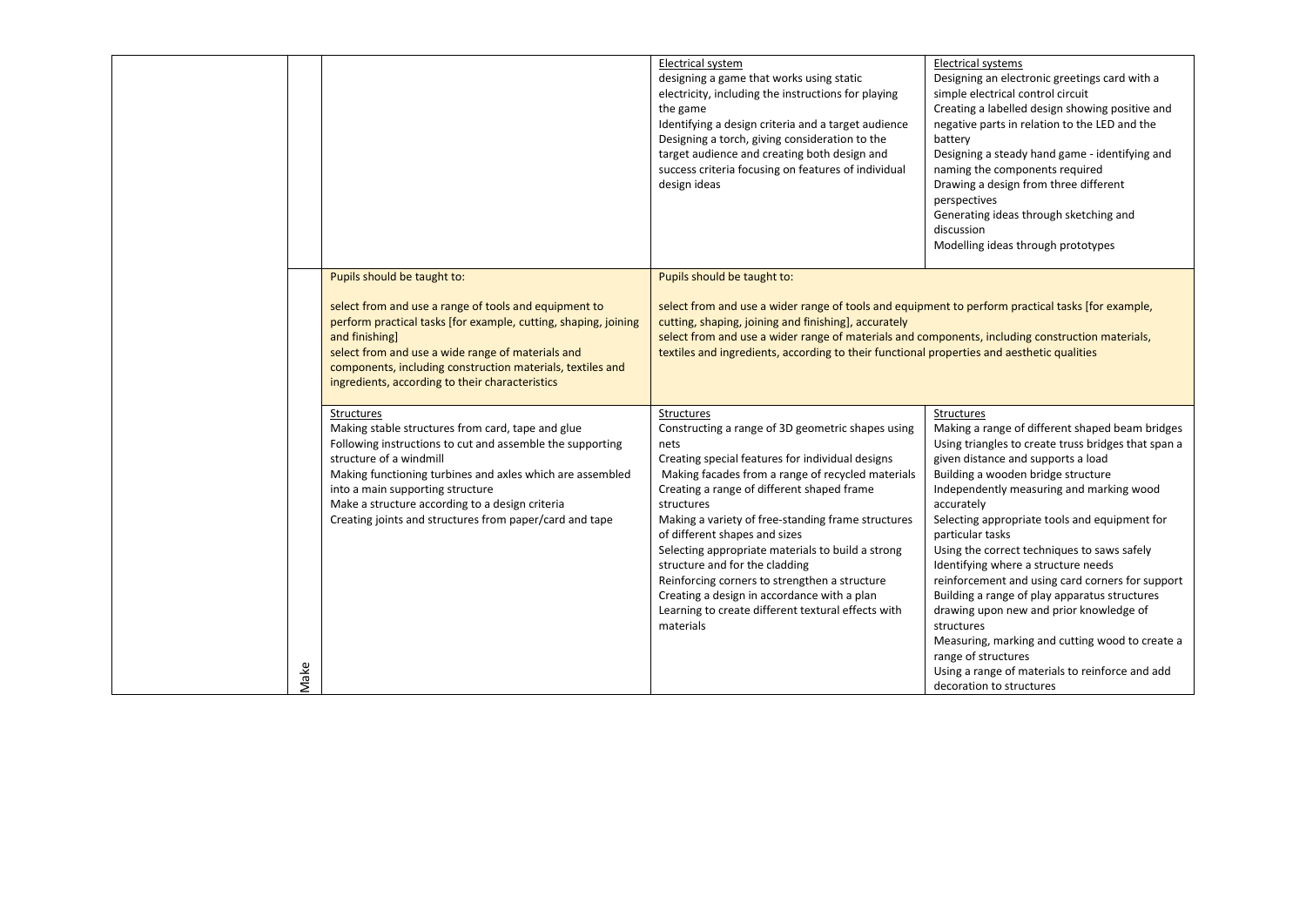| | | | | |
|---|---|---|---|---|
| | | | Electrical system<br>designing a game that works using static electricity, including the instructions for playing the game<br>Identifying a design criteria and a target audience<br>Designing a torch, giving consideration to the target audience and creating both design and success criteria focusing on features of individual design ideas | Electrical systems<br>Designing an electronic greetings card with a simple electrical control circuit<br>Creating a labelled design showing positive and negative parts in relation to the LED and the battery<br>Designing a steady hand game - identifying and naming the components required<br>Drawing a design from three different perspectives<br>Generating ideas through sketching and discussion<br>Modelling ideas through prototypes |
| | Make | Pupils should be taught to:<br><br>select from and use a range of tools and equipment to perform practical tasks [for example, cutting, shaping, joining and finishing]<br>select from and use a wide range of materials and components, including construction materials, textiles and ingredients, according to their characteristics | Pupils should be taught to:<br><br>select from and use a wider range of tools and equipment to perform practical tasks [for example, cutting, shaping, joining and finishing], accurately<br>select from and use a wider range of materials and components, including construction materials, textiles and ingredients, according to their functional properties and aesthetic qualities | |
| | | Structures<br>Making stable structures from card, tape and glue<br>Following instructions to cut and assemble the supporting structure of a windmill<br>Making functioning turbines and axles which are assembled into a main supporting structure<br>Make a structure according to a design criteria<br>Creating joints and structures from paper/card and tape | Structures<br>Constructing a range of 3D geometric shapes using nets<br>Creating special features for individual designs<br>Making facades from a range of recycled materials<br>Creating a range of different shaped frame structures<br>Making a variety of free-standing frame structures of different shapes and sizes<br>Selecting appropriate materials to build a strong structure and for the cladding<br>Reinforcing corners to strengthen a structure<br>Creating a design in accordance with a plan<br>Learning to create different textural effects with materials | Structures<br>Making a range of different shaped beam bridges<br>Using triangles to create truss bridges that span a given distance and supports a load<br>Building a wooden bridge structure<br>Independently measuring and marking wood accurately<br>Selecting appropriate tools and equipment for particular tasks<br>Using the correct techniques to saws safely<br>Identifying where a structure needs reinforcement and using card corners for support<br>Building a range of play apparatus structures drawing upon new and prior knowledge of structures<br>Measuring, marking and cutting wood to create a range of structures<br>Using a range of materials to reinforce and add decoration to structures |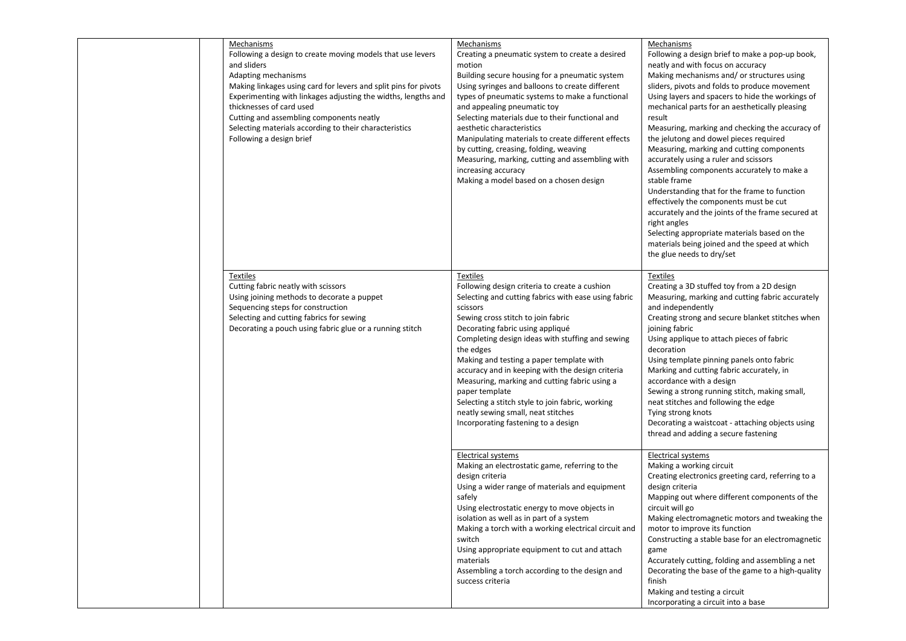| | | | | |
|---|---|---|---|---|
| | | Mechanisms<br>Following a design to create moving models that use levers and sliders<br>Adapting mechanisms<br>Making linkages using card for levers and split pins for pivots<br>Experimenting with linkages adjusting the widths, lengths and thicknesses of card used<br>Cutting and assembling components neatly<br>Selecting materials according to their characteristics<br>Following a design brief | Mechanisms<br>Creating a pneumatic system to create a desired motion<br>Building secure housing for a pneumatic system<br>Using syringes and balloons to create different types of pneumatic systems to make a functional and appealing pneumatic toy<br>Selecting materials due to their functional and aesthetic characteristics<br>Manipulating materials to create different effects by cutting, creasing, folding, weaving<br>Measuring, marking, cutting and assembling with increasing accuracy<br>Making a model based on a chosen design | Mechanisms<br>Following a design brief to make a pop-up book, neatly and with focus on accuracy<br>Making mechanisms and/ or structures using sliders, pivots and folds to produce movement<br>Using layers and spacers to hide the workings of mechanical parts for an aesthetically pleasing result<br>Measuring, marking and checking the accuracy of the jelutong and dowel pieces required<br>Measuring, marking and cutting components accurately using a ruler and scissors<br>Assembling components accurately to make a stable frame<br>Understanding that for the frame to function effectively the components must be cut accurately and the joints of the frame secured at right angles<br>Selecting appropriate materials based on the materials being joined and the speed at which the glue needs to dry/set |
| | | Textiles<br>Cutting fabric neatly with scissors<br>Using joining methods to decorate a puppet<br>Sequencing steps for construction<br>Selecting and cutting fabrics for sewing<br>Decorating a pouch using fabric glue or a running stitch | Textiles<br>Following design criteria to create a cushion<br>Selecting and cutting fabrics with ease using fabric scissors<br>Sewing cross stitch to join fabric<br>Decorating fabric using appliqué<br>Completing design ideas with stuffing and sewing the edges<br>Making and testing a paper template with accuracy and in keeping with the design criteria<br>Measuring, marking and cutting fabric using a paper template<br>Selecting a stitch style to join fabric, working neatly sewing small, neat stitches<br>Incorporating fastening to a design | Textiles<br>Creating a 3D stuffed toy from a 2D design<br>Measuring, marking and cutting fabric accurately and independently<br>Creating strong and secure blanket stitches when joining fabric<br>Using applique to attach pieces of fabric decoration<br>Using template pinning panels onto fabric<br>Marking and cutting fabric accurately, in accordance with a design<br>Sewing a strong running stitch, making small, neat stitches and following the edge<br>Tying strong knots<br>Decorating a waistcoat - attaching objects using thread and adding a secure fastening |
| | | | Electrical systems<br>Making an electrostatic game, referring to the design criteria<br>Using a wider range of materials and equipment safely<br>Using electrostatic energy to move objects in isolation as well as in part of a system<br>Making a torch with a working electrical circuit and switch<br>Using appropriate equipment to cut and attach materials<br>Assembling a torch according to the design and success criteria | Electrical systems<br>Making a working circuit<br>Creating electronics greeting card, referring to a design criteria<br>Mapping out where different components of the circuit will go<br>Making electromagnetic motors and tweaking the motor to improve its function<br>Constructing a stable base for an electromagnetic game<br>Accurately cutting, folding and assembling a net<br>Decorating the base of the game to a high-quality finish<br>Making and testing a circuit<br>Incorporating a circuit into a base |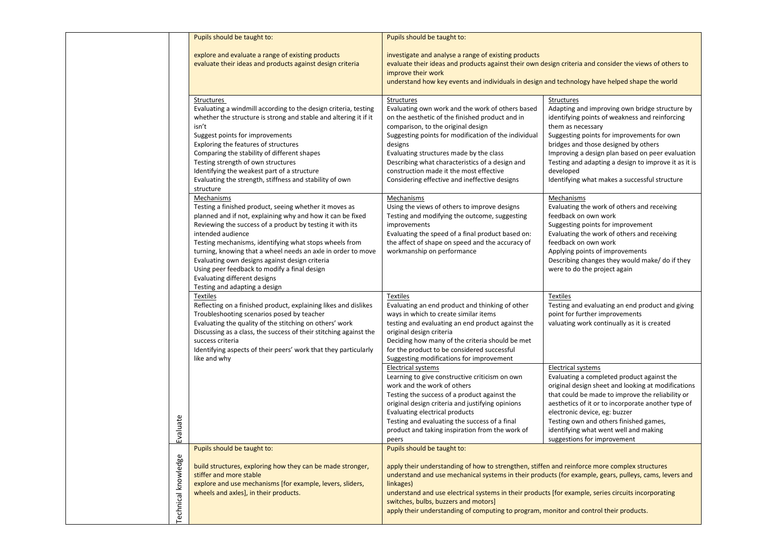| | | | | |
|---|---|---|---|---|
| | Evaluate | Pupils should be taught to:<br><br>explore and evaluate a range of existing products<br>evaluate their ideas and products against design criteria | Pupils should be taught to:<br><br>investigate and analyse a range of existing products<br>evaluate their ideas and products against their own design criteria and consider the views of others to improve their work<br>understand how key events and individuals in design and technology have helped shape the world | |
| | | Structures<br>Evaluating a windmill according to the design criteria, testing whether the structure is strong and stable and altering it if it isn't<br>Suggest points for improvements<br>Exploring the features of structures<br>Comparing the stability of different shapes<br>Testing strength of own structures<br>Identifying the weakest part of a structure<br>Evaluating the strength, stiffness and stability of own structure | Structures<br>Evaluating own work and the work of others based on the aesthetic of the finished product and in comparison, to the original design<br>Suggesting points for modification of the individual designs<br>Evaluating structures made by the class<br>Describing what characteristics of a design and construction made it the most effective<br>Considering effective and ineffective designs | Structures<br>Adapting and improving own bridge structure by identifying points of weakness and reinforcing them as necessary<br>Suggesting points for improvements for own bridges and those designed by others<br>Improving a design plan based on peer evaluation<br>Testing and adapting a design to improve it as it is developed<br>Identifying what makes a successful structure |
| | | Mechanisms<br>Testing a finished product, seeing whether it moves as planned and if not, explaining why and how it can be fixed<br>Reviewing the success of a product by testing it with its intended audience<br>Testing mechanisms, identifying what stops wheels from turning, knowing that a wheel needs an axle in order to move<br>Evaluating own designs against design criteria<br>Using peer feedback to modify a final design<br>Evaluating different designs<br>Testing and adapting a design | Mechanisms<br>Using the views of others to improve designs<br>Testing and modifying the outcome, suggesting improvements<br>Evaluating the speed of a final product based on: the affect of shape on speed and the accuracy of workmanship on performance | Mechanisms<br>Evaluating the work of others and receiving feedback on own work<br>Suggesting points for improvement<br>Evaluating the work of others and receiving feedback on own work<br>Applying points of improvements<br>Describing changes they would make/ do if they were to do the project again |
| | | Textiles<br>Reflecting on a finished product, explaining likes and dislikes<br>Troubleshooting scenarios posed by teacher<br>Evaluating the quality of the stitching on others' work<br>Discussing as a class, the success of their stitching against the success criteria<br>Identifying aspects of their peers' work that they particularly like and why | Textiles<br>Evaluating an end product and thinking of other ways in which to create similar items<br>testing and evaluating an end product against the original design criteria<br>Deciding how many of the criteria should be met for the product to be considered successful<br>Suggesting modifications for improvement | Textiles<br>Testing and evaluating an end product and giving point for further improvements<br>valuating work continually as it is created |
| | | | Electrical systems<br>Learning to give constructive criticism on own work and the work of others<br>Testing the success of a product against the original design criteria and justifying opinions<br>Evaluating electrical products<br>Testing and evaluating the success of a final product and taking inspiration from the work of peers | Electrical systems<br>Evaluating a completed product against the original design sheet and looking at modifications that could be made to improve the reliability or aesthetics of it or to incorporate another type of electronic device, eg: buzzer<br>Testing own and others finished games, identifying what went well and making suggestions for improvement |
| | Technical knowledge | Pupils should be taught to:<br><br>build structures, exploring how they can be made stronger, stiffer and more stable<br>explore and use mechanisms [for example, levers, sliders, wheels and axles], in their products. | Pupils should be taught to:<br><br>apply their understanding of how to strengthen, stiffen and reinforce more complex structures<br>understand and use mechanical systems in their products (for example, gears, pulleys, cams, levers and linkages)<br>understand and use electrical systems in their products [for example, series circuits incorporating switches, bulbs, buzzers and motors]<br>apply their understanding of computing to program, monitor and control their products. | |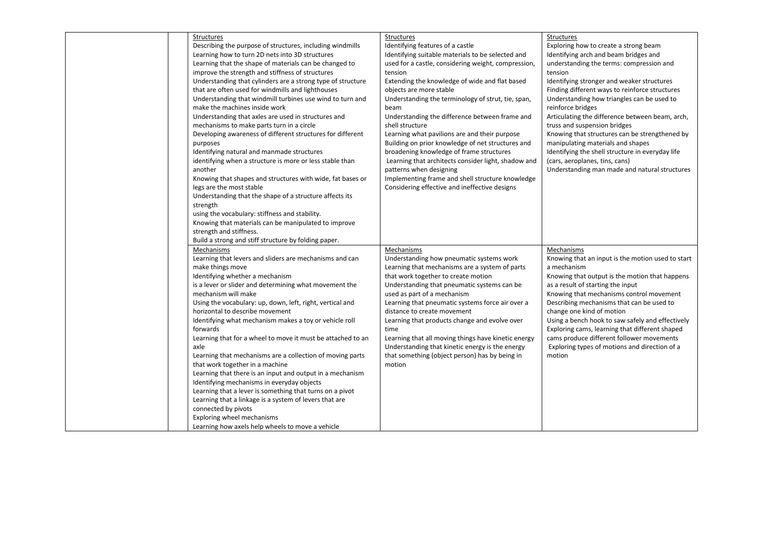| | | | | |
|---|---|---|---|---|
| | | Structures<br>Describing the purpose of structures, including windmills<br>Learning how to turn 2D nets into 3D structures<br>Learning that the shape of materials can be changed to improve the strength and stiffness of structures<br>Understanding that cylinders are a strong type of structure that are often used for windmills and lighthouses<br>Understanding that windmill turbines use wind to turn and make the machines inside work<br>Understanding that axles are used in structures and mechanisms to make parts turn in a circle<br>Developing awareness of different structures for different purposes<br>Identifying natural and manmade structures<br>identifying when a structure is more or less stable than another<br>Knowing that shapes and structures with wide, fat bases or legs are the most stable<br>Understanding that the shape of a structure affects its strength<br>using the vocabulary: stiffness and stability.<br>Knowing that materials can be manipulated to improve strength and stiffness.<br>Build a strong and stiff structure by folding paper. | Structures<br>Identifying features of a castle<br>Identifying suitable materials to be selected and used for a castle, considering weight, compression, tension<br>Extending the knowledge of wide and flat based objects are more stable<br>Understanding the terminology of strut, tie, span, beam<br>Understanding the difference between frame and shell structure<br>Learning what pavilions are and their purpose<br>Building on prior knowledge of net structures and broadening knowledge of frame structures<br>Learning that architects consider light, shadow and patterns when designing<br>Implementing frame and shell structure knowledge<br>Considering effective and ineffective designs | Structures<br>Exploring how to create a strong beam<br>Identifying arch and beam bridges and understanding the terms: compression and tension<br>Identifying stronger and weaker structures<br>Finding different ways to reinforce structures<br>Understanding how triangles can be used to reinforce bridges<br>Articulating the difference between beam, arch, truss and suspension bridges<br>Knowing that structures can be strengthened by manipulating materials and shapes<br>Identifying the shell structure in everyday life (cars, aeroplanes, tins, cans)<br>Understanding man made and natural structures |
| | | Mechanisms<br>Learning that levers and sliders are mechanisms and can make things move<br>Identifying whether a mechanism is a lever or slider and determining what movement the mechanism will make<br>Using the vocabulary: up, down, left, right, vertical and horizontal to describe movement<br>Identifying what mechanism makes a toy or vehicle roll forwards<br>Learning that for a wheel to move it must be attached to an axle<br>Learning that mechanisms are a collection of moving parts that work together in a machine<br>Learning that there is an input and output in a mechanism<br>Identifying mechanisms in everyday objects<br>Learning that a lever is something that turns on a pivot<br>Learning that a linkage is a system of levers that are connected by pivots<br>Exploring wheel mechanisms<br>Learning how axels help wheels to move a vehicle | Mechanisms<br>Understanding how pneumatic systems work<br>Learning that mechanisms are a system of parts that work together to create motion<br>Understanding that pneumatic systems can be used as part of a mechanism<br>Learning that pneumatic systems force air over a distance to create movement<br>Learning that products change and evolve over time<br>Learning that all moving things have kinetic energy<br>Understanding that kinetic energy is the energy that something (object person) has by being in motion | Mechanisms<br>Knowing that an input is the motion used to start a mechanism<br>Knowing that output is the motion that happens as a result of starting the input<br>Knowing that mechanisms control movement<br>Describing mechanisms that can be used to change one kind of motion<br>Using a bench hook to saw safely and effectively<br>Exploring cams, learning that different shaped cams produce different follower movements<br>Exploring types of motions and direction of a motion |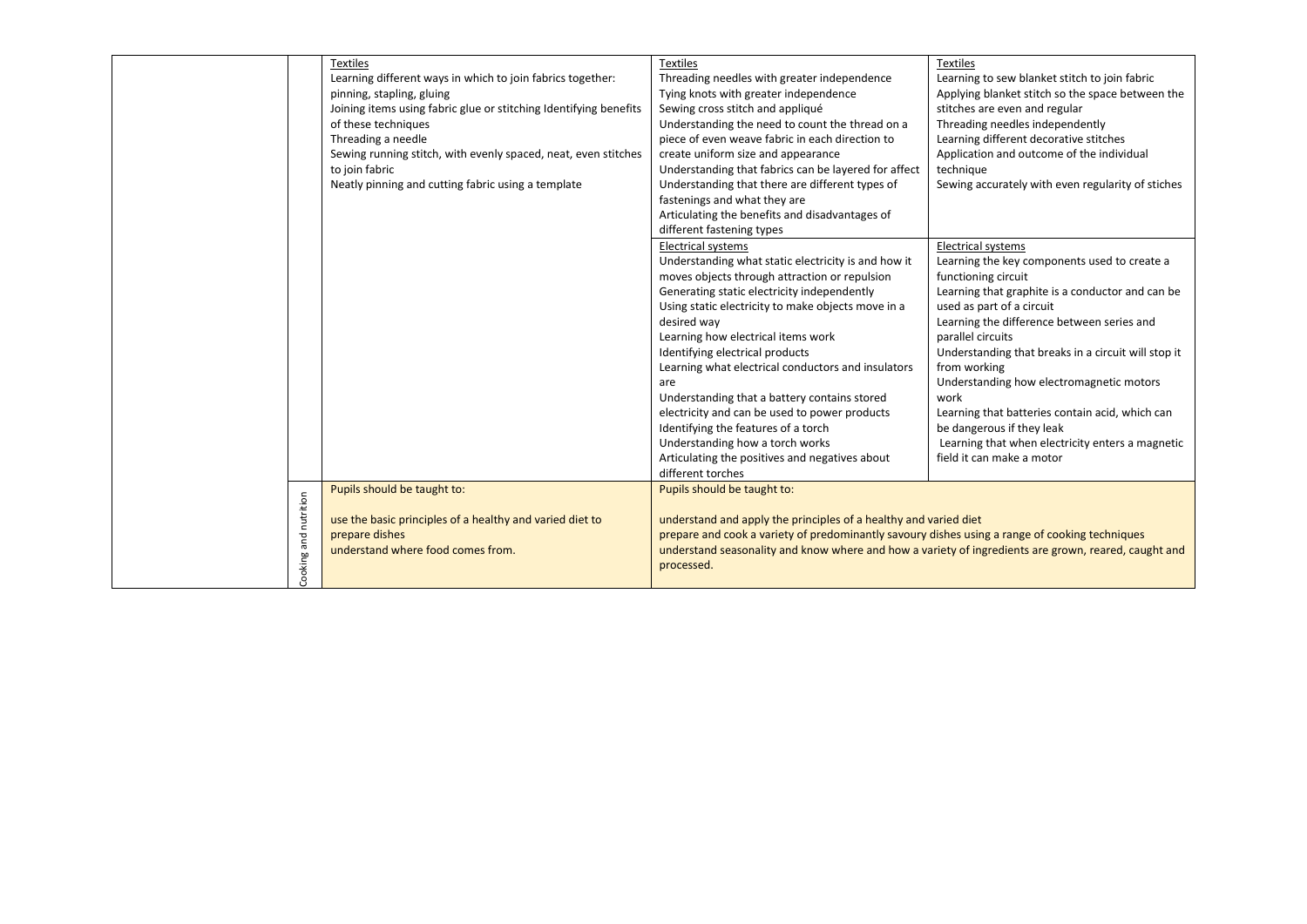| | | | | |
|---|---|---|---|---|
| | | Textiles<br>Learning different ways in which to join fabrics together: pinning, stapling, gluing<br>Joining items using fabric glue or stitching Identifying benefits of these techniques<br>Threading a needle<br>Sewing running stitch, with evenly spaced, neat, even stitches to join fabric<br>Neatly pinning and cutting fabric using a template | Textiles<br>Threading needles with greater independence<br>Tying knots with greater independence<br>Sewing cross stitch and appliqué<br>Understanding the need to count the thread on a piece of even weave fabric in each direction to create uniform size and appearance<br>Understanding that fabrics can be layered for affect<br>Understanding that there are different types of fastenings and what they are<br>Articulating the benefits and disadvantages of different fastening types | Textiles<br>Learning to sew blanket stitch to join fabric<br>Applying blanket stitch so the space between the stitches are even and regular<br>Threading needles independently<br>Learning different decorative stitches<br>Application and outcome of the individual technique<br>Sewing accurately with even regularity of stiches |
| | | | Electrical systems<br>Understanding what static electricity is and how it moves objects through attraction or repulsion<br>Generating static electricity independently<br>Using static electricity to make objects move in a desired way<br>Learning how electrical items work<br>Identifying electrical products<br>Learning what electrical conductors and insulators are<br>Understanding that a battery contains stored electricity and can be used to power products<br>Identifying the features of a torch<br>Understanding how a torch works<br>Articulating the positives and negatives about different torches | Electrical systems<br>Learning the key components used to create a functioning circuit<br>Learning that graphite is a conductor and can be used as part of a circuit<br>Learning the difference between series and parallel circuits<br>Understanding that breaks in a circuit will stop it from working<br>Understanding how electromagnetic motors work<br>Learning that batteries contain acid, which can be dangerous if they leak<br>Learning that when electricity enters a magnetic field it can make a motor |
| | Cooking and nutrition | Pupils should be taught to:<br><br>use the basic principles of a healthy and varied diet to prepare dishes<br>understand where food comes from. | Pupils should be taught to:<br><br>understand and apply the principles of a healthy and varied diet<br>prepare and cook a variety of predominantly savoury dishes using a range of cooking techniques<br>understand seasonality and know where and how a variety of ingredients are grown, reared, caught and processed. | |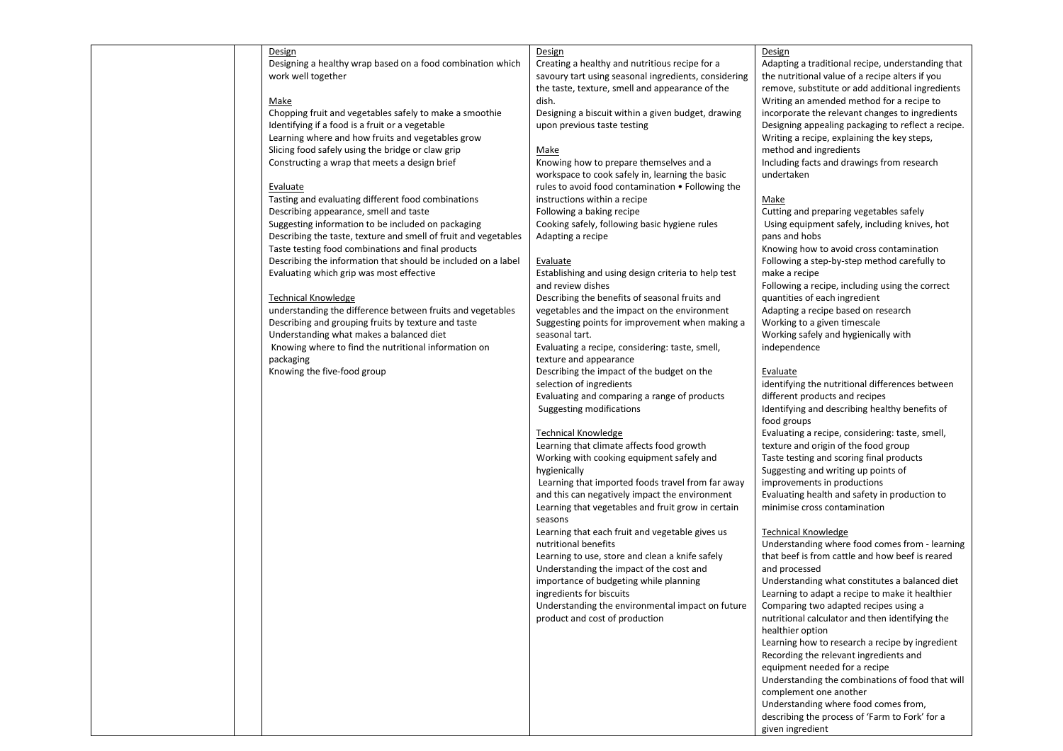| | | | | |
|---|---|---|---|---|
| | | Design<br>Designing a healthy wrap based on a food combination which work well together<br><br>Make<br>Chopping fruit and vegetables safely to make a smoothie<br>Identifying if a food is a fruit or a vegetable<br>Learning where and how fruits and vegetables grow<br>Slicing food safely using the bridge or claw grip<br>Constructing a wrap that meets a design brief<br><br>Evaluate<br>Tasting and evaluating different food combinations<br>Describing appearance, smell and taste<br>Suggesting information to be included on packaging<br>Describing the taste, texture and smell of fruit and vegetables<br>Taste testing food combinations and final products<br>Describing the information that should be included on a label<br>Evaluating which grip was most effective<br><br>Technical Knowledge<br>understanding the difference between fruits and vegetables<br>Describing and grouping fruits by texture and taste<br>Understanding what makes a balanced diet<br>Knowing where to find the nutritional information on packaging<br>Knowing the five-food group | Design<br>Creating a healthy and nutritious recipe for a savoury tart using seasonal ingredients, considering the taste, texture, smell and appearance of the dish.<br>Designing a biscuit within a given budget, drawing upon previous taste testing<br><br>Make<br>Knowing how to prepare themselves and a workspace to cook safely in, learning the basic rules to avoid food contamination • Following the instructions within a recipe<br>Following a baking recipe<br>Cooking safely, following basic hygiene rules<br>Adapting a recipe<br><br>Evaluate<br>Establishing and using design criteria to help test and review dishes<br>Describing the benefits of seasonal fruits and vegetables and the impact on the environment<br>Suggesting points for improvement when making a seasonal tart.<br>Evaluating a recipe, considering: taste, smell, texture and appearance<br>Describing the impact of the budget on the selection of ingredients<br>Evaluating and comparing a range of products<br>Suggesting modifications<br><br>Technical Knowledge<br>Learning that climate affects food growth<br>Working with cooking equipment safely and hygienically<br>Learning that imported foods travel from far away and this can negatively impact the environment<br>Learning that vegetables and fruit grow in certain seasons<br>Learning that each fruit and vegetable gives us nutritional benefits<br>Learning to use, store and clean a knife safely<br>Understanding the impact of the cost and importance of budgeting while planning ingredients for biscuits<br>Understanding the environmental impact on future product and cost of production | Design<br>Adapting a traditional recipe, understanding that the nutritional value of a recipe alters if you remove, substitute or add additional ingredients<br>Writing an amended method for a recipe to incorporate the relevant changes to ingredients<br>Designing appealing packaging to reflect a recipe.<br>Writing a recipe, explaining the key steps, method and ingredients<br>Including facts and drawings from research undertaken<br><br>Make<br>Cutting and preparing vegetables safely<br>Using equipment safely, including knives, hot pans and hobs<br>Knowing how to avoid cross contamination<br>Following a step-by-step method carefully to make a recipe<br>Following a recipe, including using the correct quantities of each ingredient<br>Adapting a recipe based on research<br>Working to a given timescale<br>Working safely and hygienically with independence<br><br>Evaluate<br>identifying the nutritional differences between different products and recipes<br>Identifying and describing healthy benefits of food groups<br>Evaluating a recipe, considering: taste, smell, texture and origin of the food group<br>Taste testing and scoring final products<br>Suggesting and writing up points of improvements in productions<br>Evaluating health and safety in production to minimise cross contamination<br><br>Technical Knowledge<br>Understanding where food comes from - learning that beef is from cattle and how beef is reared and processed<br>Understanding what constitutes a balanced diet<br>Learning to adapt a recipe to make it healthier<br>Comparing two adapted recipes using a nutritional calculator and then identifying the healthier option<br>Learning how to research a recipe by ingredient<br>Recording the relevant ingredients and equipment needed for a recipe<br>Understanding the combinations of food that will complement one another<br>Understanding where food comes from, describing the process of 'Farm to Fork' for a given ingredient |